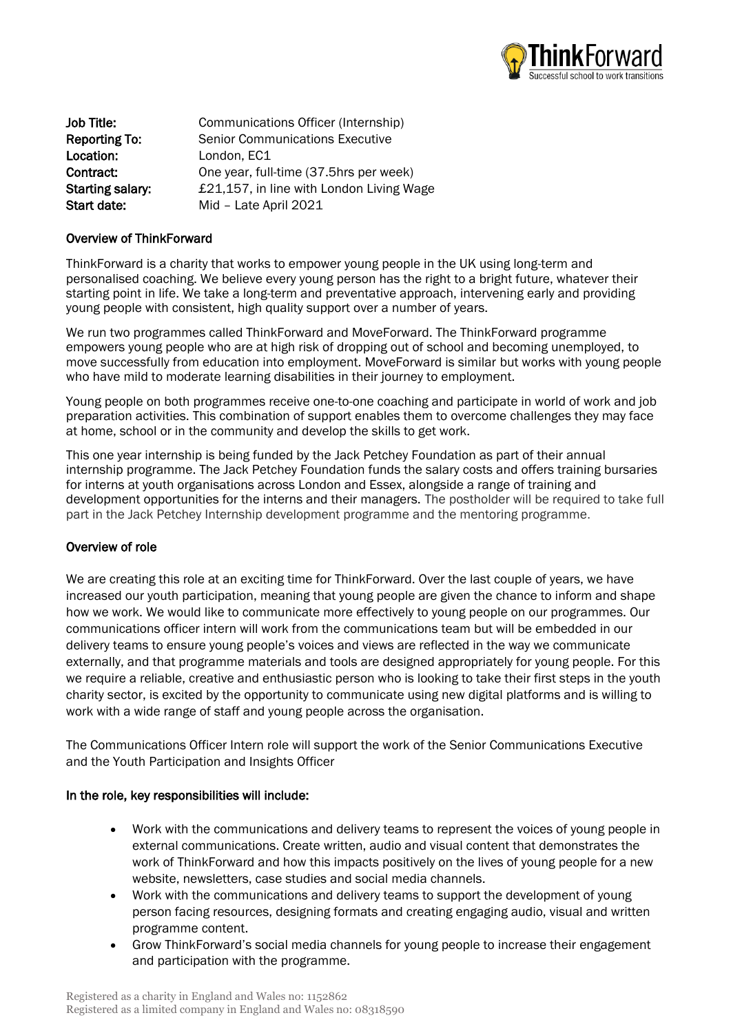| | |
|---|---|
| **Job Title:** | Communications Officer (Internship) |
| **Reporting To:** | Senior Communications Executive |
| **Location:** | London, EC1 |
| **Contract:** | One year, full-time (37.5hrs per week) |
| **Starting salary:** | £21,157, in line with London Living Wage |
| **Start date:** | Mid – Late April 2021 |

## Overview of ThinkForward

ThinkForward is a charity that works to empower young people in the UK using long-term and personalised coaching. We believe every young person has the right to a bright future, whatever their starting point in life. We take a long-term and preventative approach, intervening early and providing young people with consistent, high quality support over a number of years.

We run two programmes called ThinkForward and MoveForward. The ThinkForward programme empowers young people who are at high risk of dropping out of school and becoming unemployed, to move successfully from education into employment. MoveForward is similar but works with young people who have mild to moderate learning disabilities in their journey to employment.

Young people on both programmes receive one-to-one coaching and participate in world of work and job preparation activities. This combination of support enables them to overcome challenges they may face at home, school or in the community and develop the skills to get work.

This one year internship is being funded by the Jack Petchey Foundation as part of their annual internship programme. The Jack Petchey Foundation funds the salary costs and offers training bursaries for interns at youth organisations across London and Essex, alongside a range of training and development opportunities for the interns and their managers. The postholder will be required to take full part in the Jack Petchey Internship development programme and the mentoring programme.

## Overview of role

We are creating this role at an exciting time for ThinkForward. Over the last couple of years, we have increased our youth participation, meaning that young people are given the chance to inform and shape how we work. We would like to communicate more effectively to young people on our programmes. Our communications officer intern will work from the communications team but will be embedded in our delivery teams to ensure young people's voices and views are reflected in the way we communicate externally, and that programme materials and tools are designed appropriately for young people. For this we require a reliable, creative and enthusiastic person who is looking to take their first steps in the youth charity sector, is excited by the opportunity to communicate using new digital platforms and is willing to work with a wide range of staff and young people across the organisation.

The Communications Officer Intern role will support the work of the Senior Communications Executive and the Youth Participation and Insights Officer

## In the role, key responsibilities will include:

- Work with the communications and delivery teams to represent the voices of young people in external communications. Create written, audio and visual content that demonstrates the work of ThinkForward and how this impacts positively on the lives of young people for a new website, newsletters, case studies and social media channels.
- Work with the communications and delivery teams to support the development of young person facing resources, designing formats and creating engaging audio, visual and written programme content.
- Grow ThinkForward's social media channels for young people to increase their engagement and participation with the programme.

Registered as a charity in England and Wales no: 1152862
Registered as a limited company in England and Wales no: 08318590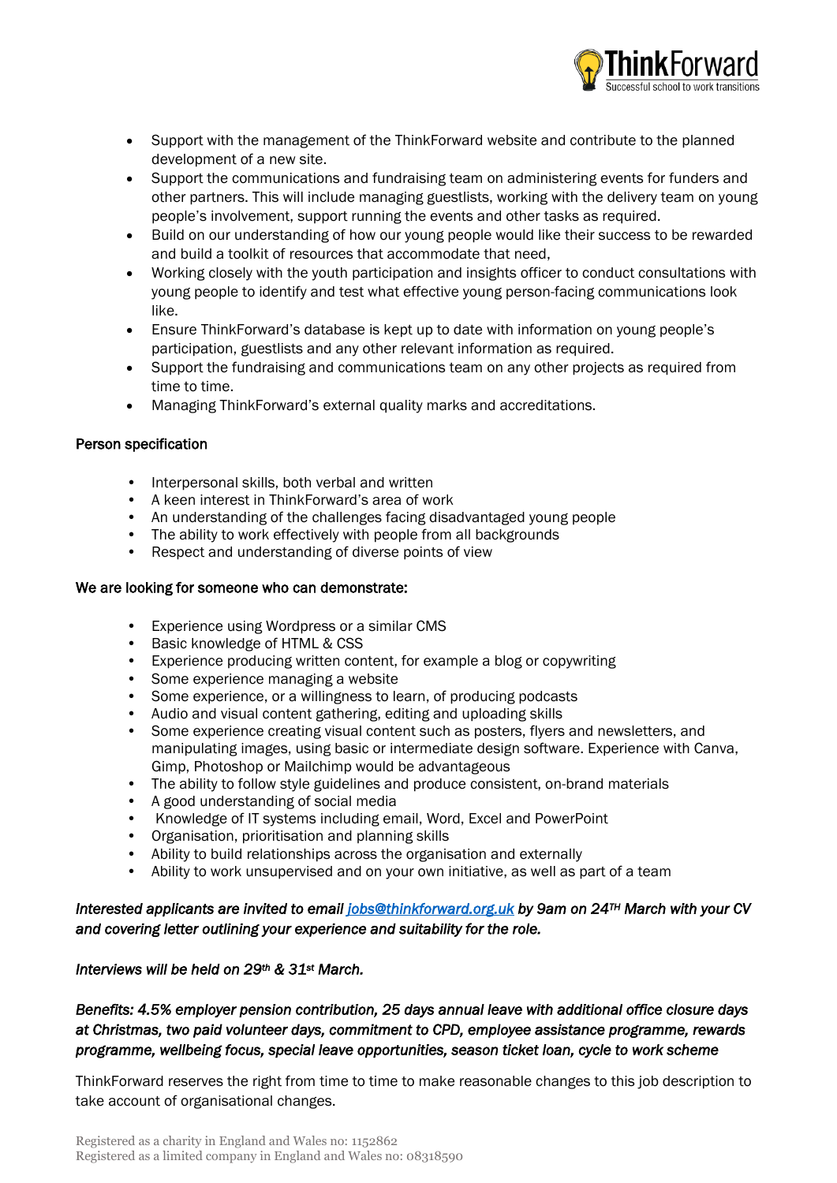- Support with the management of the ThinkForward website and contribute to the planned development of a new site.
- Support the communications and fundraising team on administering events for funders and other partners. This will include managing guestlists, working with the delivery team on young people's involvement, support running the events and other tasks as required.
- Build on our understanding of how our young people would like their success to be rewarded and build a toolkit of resources that accommodate that need,
- Working closely with the youth participation and insights officer to conduct consultations with young people to identify and test what effective young person-facing communications look like.
- Ensure ThinkForward's database is kept up to date with information on young people's participation, guestlists and any other relevant information as required.
- Support the fundraising and communications team on any other projects as required from time to time.
- Managing ThinkForward's external quality marks and accreditations.

Person specification

- Interpersonal skills, both verbal and written
- A keen interest in ThinkForward's area of work
- An understanding of the challenges facing disadvantaged young people
- The ability to work effectively with people from all backgrounds
- Respect and understanding of diverse points of view

We are looking for someone who can demonstrate:

- Experience using Wordpress or a similar CMS
- Basic knowledge of HTML & CSS
- Experience producing written content, for example a blog or copywriting
- Some experience managing a website
- Some experience, or a willingness to learn, of producing podcasts
- Audio and visual content gathering, editing and uploading skills
- Some experience creating visual content such as posters, flyers and newsletters, and manipulating images, using basic or intermediate design software. Experience with Canva, Gimp, Photoshop or Mailchimp would be advantageous
- The ability to follow style guidelines and produce consistent, on-brand materials
- A good understanding of social media
- Knowledge of IT systems including email, Word, Excel and PowerPoint
- Organisation, prioritisation and planning skills
- Ability to build relationships across the organisation and externally
- Ability to work unsupervised and on your own initiative, as well as part of a team

*Interested applicants are invited to email jobs@thinkforward.org.uk by 9am on 24TH March with your CV and covering letter outlining your experience and suitability for the role.*

*Interviews will be held on 29th & 31st March.*

*Benefits: 4.5% employer pension contribution, 25 days annual leave with additional office closure days at Christmas, two paid volunteer days, commitment to CPD, employee assistance programme, rewards programme, wellbeing focus, special leave opportunities, season ticket loan, cycle to work scheme*

ThinkForward reserves the right from time to time to make reasonable changes to this job description to take account of organisational changes.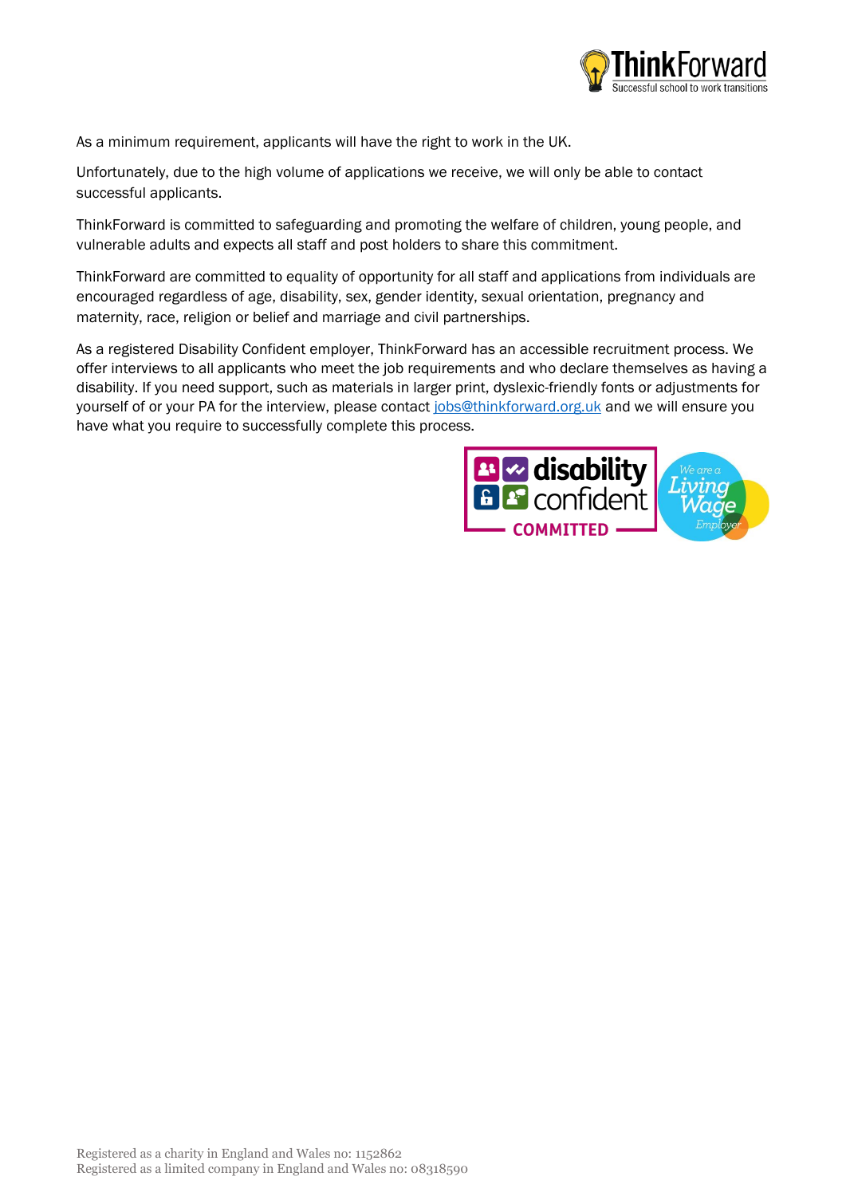As a minimum requirement, applicants will have the right to work in the UK.

Unfortunately, due to the high volume of applications we receive, we will only be able to contact successful applicants.

ThinkForward is committed to safeguarding and promoting the welfare of children, young people, and vulnerable adults and expects all staff and post holders to share this commitment.

ThinkForward are committed to equality of opportunity for all staff and applications from individuals are encouraged regardless of age, disability, sex, gender identity, sexual orientation, pregnancy and maternity, race, religion or belief and marriage and civil partnerships.

As a registered Disability Confident employer, ThinkForward has an accessible recruitment process. We offer interviews to all applicants who meet the job requirements and who declare themselves as having a disability. If you need support, such as materials in larger print, dyslexic-friendly fonts or adjustments for yourself of or your PA for the interview, please contact jobs@thinkforward.org.uk and we will ensure you have what you require to successfully complete this process.

Registered as a charity in England and Wales no: 1152862
Registered as a limited company in England and Wales no: 08318590